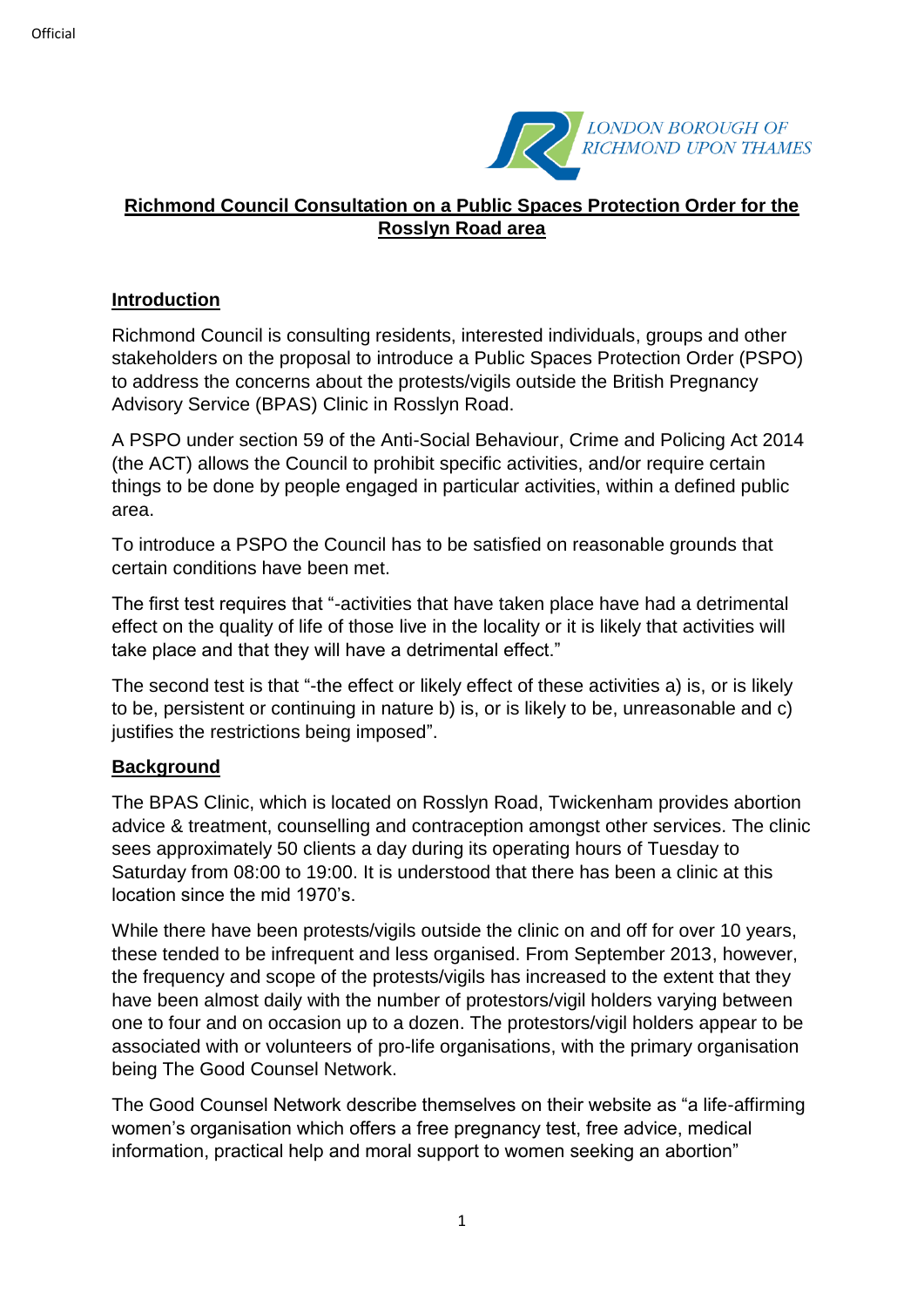# Richmond Council Consultation on a Public Spaces Protection Order for the Rosslyn Road area

## Introduction

Richmond Council is consulting residents, interested individuals, groups and other stakeholders on the proposal to introduce a Public Spaces Protection Order (PSPO) to address the concerns about the protests/vigils outside the British Pregnancy Advisory Service (BPAS) Clinic in Rosslyn Road.

A PSPO under section 59 of the Anti-Social Behaviour, Crime and Policing Act 2014 (the ACT) allows the Council to prohibit specific activities, and/or require certain things to be done by people engaged in particular activities, within a defined public area.

To introduce a PSPO the Council has to be satisfied on reasonable grounds that certain conditions have been met.

The first test requires that "-activities that have taken place have had a detrimental effect on the quality of life of those live in the locality or it is likely that activities will take place and that they will have a detrimental effect."

The second test is that "-the effect or likely effect of these activities a) is, or is likely to be, persistent or continuing in nature b) is, or is likely to be, unreasonable and c) justifies the restrictions being imposed".

## Background

The BPAS Clinic, which is located on Rosslyn Road, Twickenham provides abortion advice & treatment, counselling and contraception amongst other services. The clinic sees approximately 50 clients a day during its operating hours of Tuesday to Saturday from 08:00 to 19:00. It is understood that there has been a clinic at this location since the mid 1970's.

While there have been protests/vigils outside the clinic on and off for over 10 years, these tended to be infrequent and less organised. From September 2013, however, the frequency and scope of the protests/vigils has increased to the extent that they have been almost daily with the number of protestors/vigil holders varying between one to four and on occasion up to a dozen. The protestors/vigil holders appear to be associated with or volunteers of pro-life organisations, with the primary organisation being The Good Counsel Network.

The Good Counsel Network describe themselves on their website as "a life-affirming women's organisation which offers a free pregnancy test, free advice, medical information, practical help and moral support to women seeking an abortion"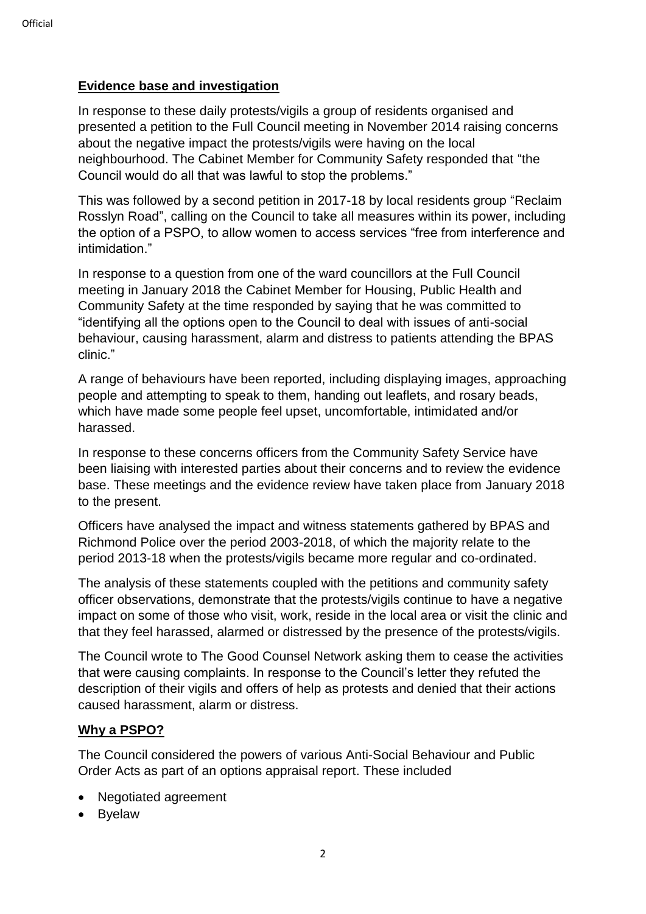**Evidence base and investigation**

In response to these daily protests/vigils a group of residents organised and presented a petition to the Full Council meeting in November 2014 raising concerns about the negative impact the protests/vigils were having on the local neighbourhood. The Cabinet Member for Community Safety responded that "the Council would do all that was lawful to stop the problems."

This was followed by a second petition in 2017-18 by local residents group "Reclaim Rosslyn Road", calling on the Council to take all measures within its power, including the option of a PSPO, to allow women to access services "free from interference and intimidation."

In response to a question from one of the ward councillors at the Full Council meeting in January 2018 the Cabinet Member for Housing, Public Health and Community Safety at the time responded by saying that he was committed to "identifying all the options open to the Council to deal with issues of anti-social behaviour, causing harassment, alarm and distress to patients attending the BPAS clinic."

A range of behaviours have been reported, including displaying images, approaching people and attempting to speak to them, handing out leaflets, and rosary beads, which have made some people feel upset, uncomfortable, intimidated and/or harassed.

In response to these concerns officers from the Community Safety Service have been liaising with interested parties about their concerns and to review the evidence base. These meetings and the evidence review have taken place from January 2018 to the present.

Officers have analysed the impact and witness statements gathered by BPAS and Richmond Police over the period 2003-2018, of which the majority relate to the period 2013-18 when the protests/vigils became more regular and co-ordinated.

The analysis of these statements coupled with the petitions and community safety officer observations, demonstrate that the protests/vigils continue to have a negative impact on some of those who visit, work, reside in the local area or visit the clinic and that they feel harassed, alarmed or distressed by the presence of the protests/vigils.

The Council wrote to The Good Counsel Network asking them to cease the activities that were causing complaints. In response to the Council's letter they refuted the description of their vigils and offers of help as protests and denied that their actions caused harassment, alarm or distress.

**Why a PSPO?**

The Council considered the powers of various Anti-Social Behaviour and Public Order Acts as part of an options appraisal report. These included

- Negotiated agreement
- Byelaw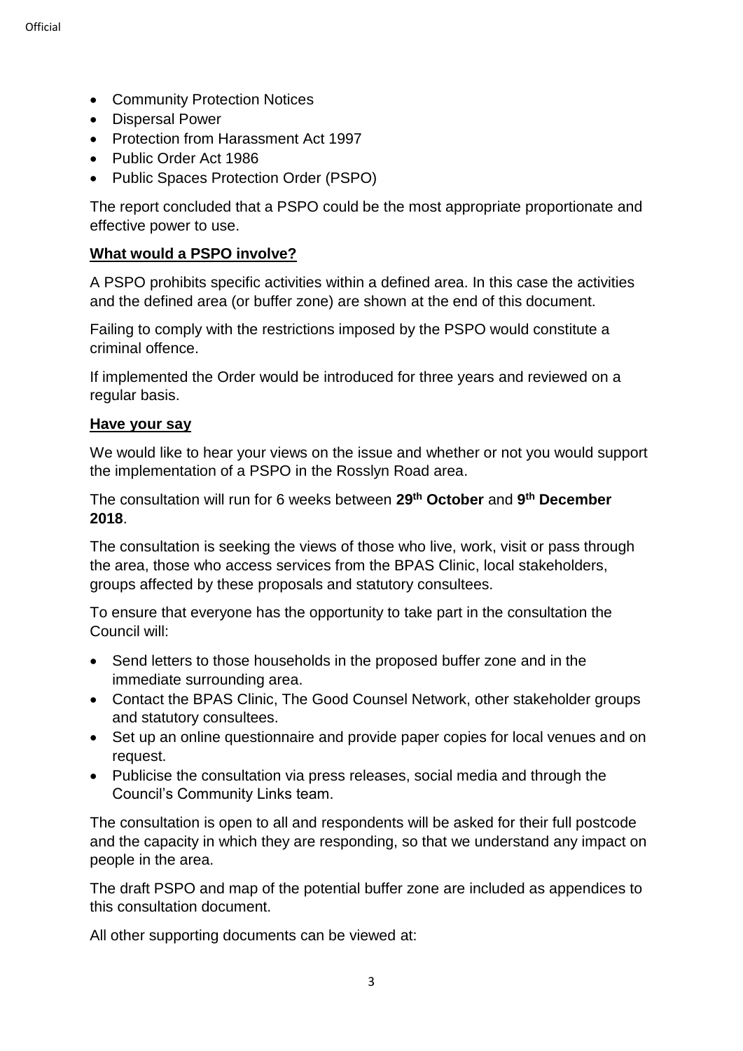- Community Protection Notices
- Dispersal Power
- Protection from Harassment Act 1997
- Public Order Act 1986
- Public Spaces Protection Order (PSPO)

The report concluded that a PSPO could be the most appropriate proportionate and effective power to use.

## What would a PSPO involve?

A PSPO prohibits specific activities within a defined area. In this case the activities and the defined area (or buffer zone) are shown at the end of this document.

Failing to comply with the restrictions imposed by the PSPO would constitute a criminal offence.

If implemented the Order would be introduced for three years and reviewed on a regular basis.

## Have your say

We would like to hear your views on the issue and whether or not you would support the implementation of a PSPO in the Rosslyn Road area.

The consultation will run for 6 weeks between **29th October** and **9th December 2018**.

The consultation is seeking the views of those who live, work, visit or pass through the area, those who access services from the BPAS Clinic, local stakeholders, groups affected by these proposals and statutory consultees.

To ensure that everyone has the opportunity to take part in the consultation the Council will:

- Send letters to those households in the proposed buffer zone and in the immediate surrounding area.
- Contact the BPAS Clinic, The Good Counsel Network, other stakeholder groups and statutory consultees.
- Set up an online questionnaire and provide paper copies for local venues and on request.
- Publicise the consultation via press releases, social media and through the Council's Community Links team.

The consultation is open to all and respondents will be asked for their full postcode and the capacity in which they are responding, so that we understand any impact on people in the area.

The draft PSPO and map of the potential buffer zone are included as appendices to this consultation document.

All other supporting documents can be viewed at: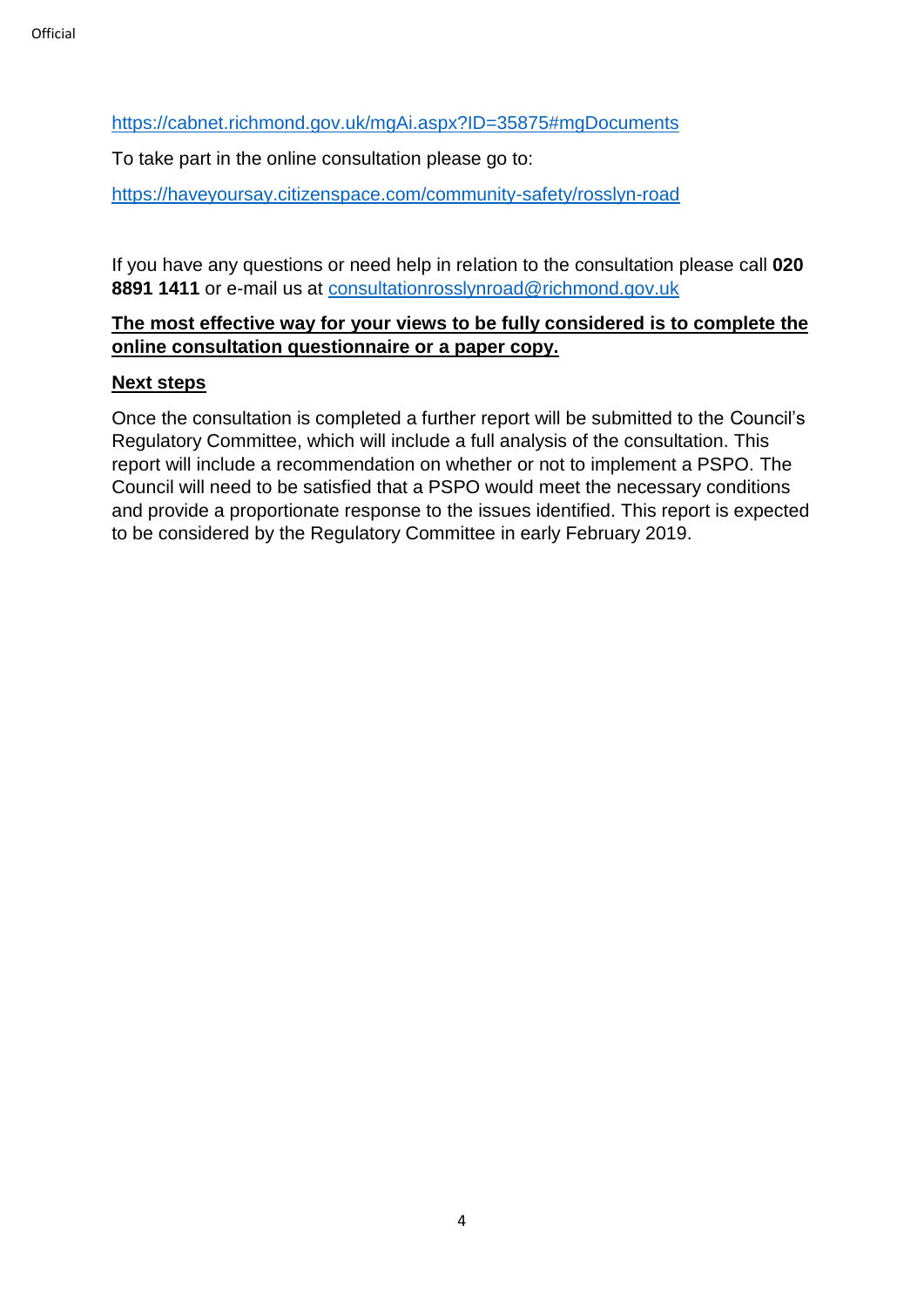https://cabnet.richmond.gov.uk/mgAi.aspx?ID=35875#mgDocuments

To take part in the online consultation please go to:

https://haveyoursay.citizenspace.com/community-safety/rosslyn-road

If you have any questions or need help in relation to the consultation please call **020 8891 1411** or e-mail us at consultationrosslynroad@richmond.gov.uk

**The most effective way for your views to be fully considered is to complete the online consultation questionnaire or a paper copy.**

**Next steps**

Once the consultation is completed a further report will be submitted to the Council's Regulatory Committee, which will include a full analysis of the consultation. This report will include a recommendation on whether or not to implement a PSPO. The Council will need to be satisfied that a PSPO would meet the necessary conditions and provide a proportionate response to the issues identified. This report is expected to be considered by the Regulatory Committee in early February 2019.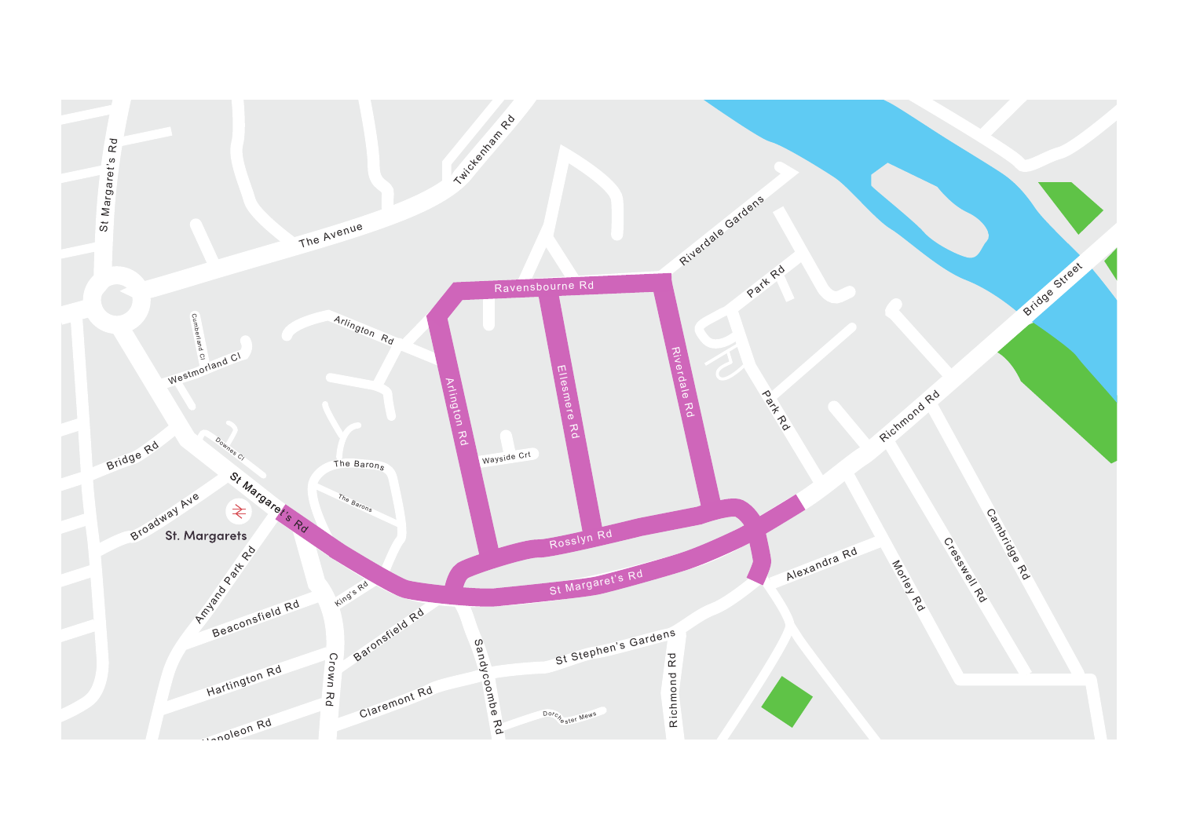St Margaret's Rd

Twickenham Rd

The Avenue

Riverdale Gardens

Ravensbourne Rd

Park Rd

Bridge Street

Arlington Rd

Cumberland Cl

Westmorland Cl

Arlington Rd

Ellesmere Rd

Riverdale Rd

Park Rd

Richmond Rd

Bridge Rd

Downes Cl

Wayside Crt

The Barons

The Barons

St Margaret's Rd

Broadway Ave

St. Margarets

Rosslyn Rd

St Margaret's Rd

Alexandra Rd

Amyand Park Rd

King's Rd

Beaconsfield Rd

Baronsfield Rd

Morley Rd

Cresswell Rd

Cambridge Rd

St Stephen's Gardens

Hartington Rd

Crown Rd

Sandycoombe Rd

Richmond Rd

Claremont Rd

Dorchester Mews

Napoleon Rd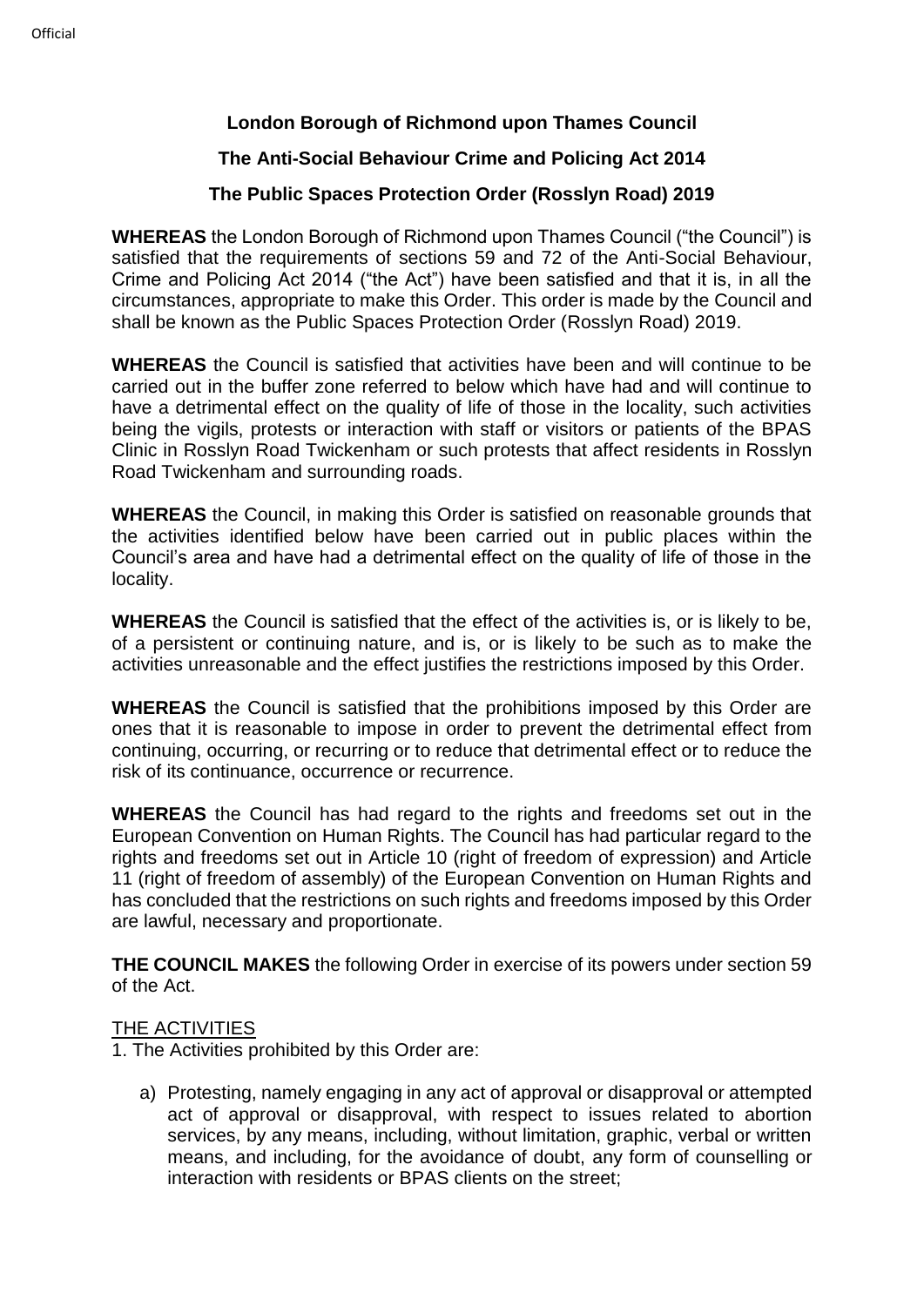**London Borough of Richmond upon Thames Council**

**The Anti-Social Behaviour Crime and Policing Act 2014**

**The Public Spaces Protection Order (Rosslyn Road) 2019**

**WHEREAS** the London Borough of Richmond upon Thames Council ("the Council") is satisfied that the requirements of sections 59 and 72 of the Anti-Social Behaviour, Crime and Policing Act 2014 ("the Act") have been satisfied and that it is, in all the circumstances, appropriate to make this Order. This order is made by the Council and shall be known as the Public Spaces Protection Order (Rosslyn Road) 2019.

**WHEREAS** the Council is satisfied that activities have been and will continue to be carried out in the buffer zone referred to below which have had and will continue to have a detrimental effect on the quality of life of those in the locality, such activities being the vigils, protests or interaction with staff or visitors or patients of the BPAS Clinic in Rosslyn Road Twickenham or such protests that affect residents in Rosslyn Road Twickenham and surrounding roads.

**WHEREAS** the Council, in making this Order is satisfied on reasonable grounds that the activities identified below have been carried out in public places within the Council's area and have had a detrimental effect on the quality of life of those in the locality.

**WHEREAS** the Council is satisfied that the effect of the activities is, or is likely to be, of a persistent or continuing nature, and is, or is likely to be such as to make the activities unreasonable and the effect justifies the restrictions imposed by this Order.

**WHEREAS** the Council is satisfied that the prohibitions imposed by this Order are ones that it is reasonable to impose in order to prevent the detrimental effect from continuing, occurring, or recurring or to reduce that detrimental effect or to reduce the risk of its continuance, occurrence or recurrence.

**WHEREAS** the Council has had regard to the rights and freedoms set out in the European Convention on Human Rights. The Council has had particular regard to the rights and freedoms set out in Article 10 (right of freedom of expression) and Article 11 (right of freedom of assembly) of the European Convention on Human Rights and has concluded that the restrictions on such rights and freedoms imposed by this Order are lawful, necessary and proportionate.

**THE COUNCIL MAKES** the following Order in exercise of its powers under section 59 of the Act.

<u>THE ACTIVITIES</u>

1. The Activities prohibited by this Order are:

   a) Protesting, namely engaging in any act of approval or disapproval or attempted act of approval or disapproval, with respect to issues related to abortion services, by any means, including, without limitation, graphic, verbal or written means, and including, for the avoidance of doubt, any form of counselling or interaction with residents or BPAS clients on the street;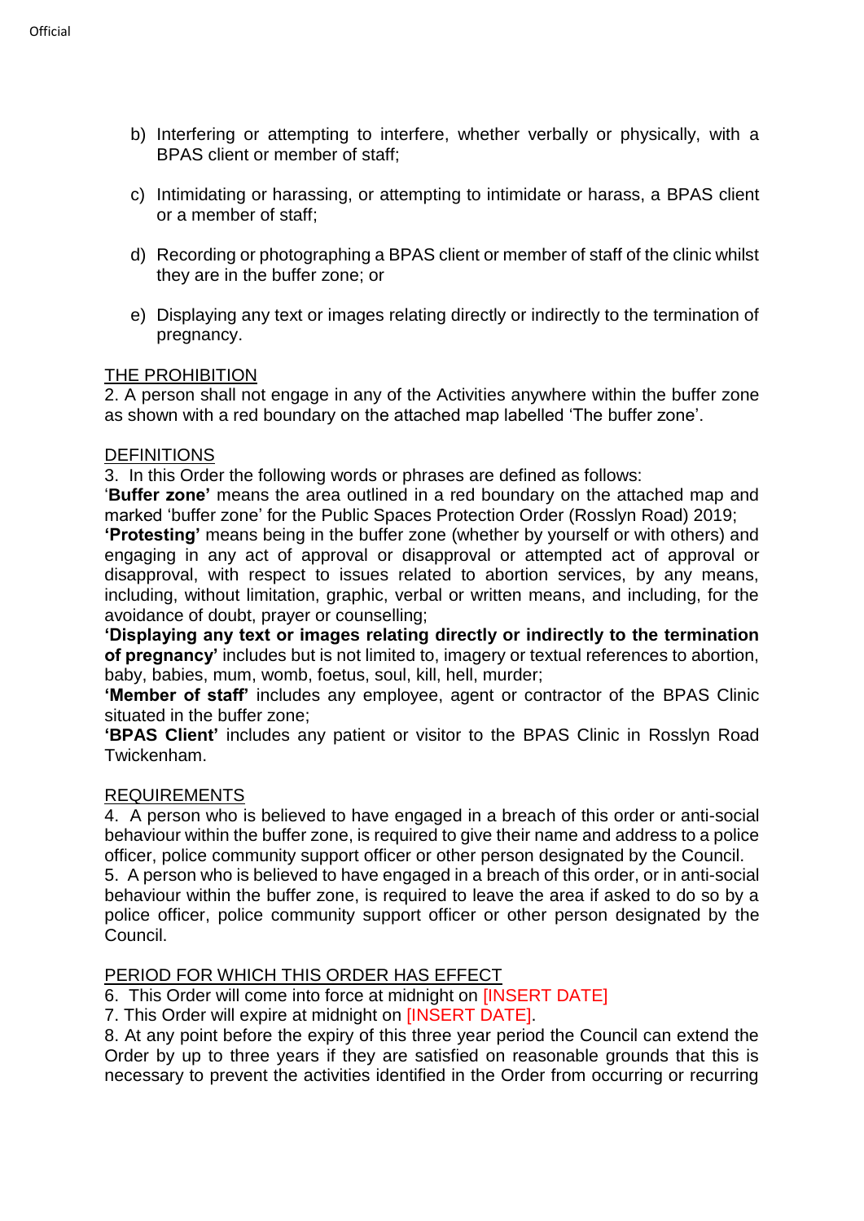b) Interfering or attempting to interfere, whether verbally or physically, with a BPAS client or member of staff;

c) Intimidating or harassing, or attempting to intimidate or harass, a BPAS client or a member of staff;

d) Recording or photographing a BPAS client or member of staff of the clinic whilst they are in the buffer zone; or

e) Displaying any text or images relating directly or indirectly to the termination of pregnancy.

<u>THE PROHIBITION</u>

2. A person shall not engage in any of the Activities anywhere within the buffer zone as shown with a red boundary on the attached map labelled 'The buffer zone'.

<u>DEFINITIONS</u>

3. In this Order the following words or phrases are defined as follows:

'**Buffer zone'** means the area outlined in a red boundary on the attached map and marked 'buffer zone' for the Public Spaces Protection Order (Rosslyn Road) 2019;

**'Protesting'** means being in the buffer zone (whether by yourself or with others) and engaging in any act of approval or disapproval or attempted act of approval or disapproval, with respect to issues related to abortion services, by any means, including, without limitation, graphic, verbal or written means, and including, for the avoidance of doubt, prayer or counselling;

**'Displaying any text or images relating directly or indirectly to the termination of pregnancy'** includes but is not limited to, imagery or textual references to abortion, baby, babies, mum, womb, foetus, soul, kill, hell, murder;

**'Member of staff'** includes any employee, agent or contractor of the BPAS Clinic situated in the buffer zone;

**'BPAS Client'** includes any patient or visitor to the BPAS Clinic in Rosslyn Road Twickenham.

<u>REQUIREMENTS</u>

4. A person who is believed to have engaged in a breach of this order or anti-social behaviour within the buffer zone, is required to give their name and address to a police officer, police community support officer or other person designated by the Council.

5. A person who is believed to have engaged in a breach of this order, or in anti-social behaviour within the buffer zone, is required to leave the area if asked to do so by a police officer, police community support officer or other person designated by the Council.

<u>PERIOD FOR WHICH THIS ORDER HAS EFFECT</u>

6. This Order will come into force at midnight on [INSERT DATE]

7. This Order will expire at midnight on [INSERT DATE].

8. At any point before the expiry of this three year period the Council can extend the Order by up to three years if they are satisfied on reasonable grounds that this is necessary to prevent the activities identified in the Order from occurring or recurring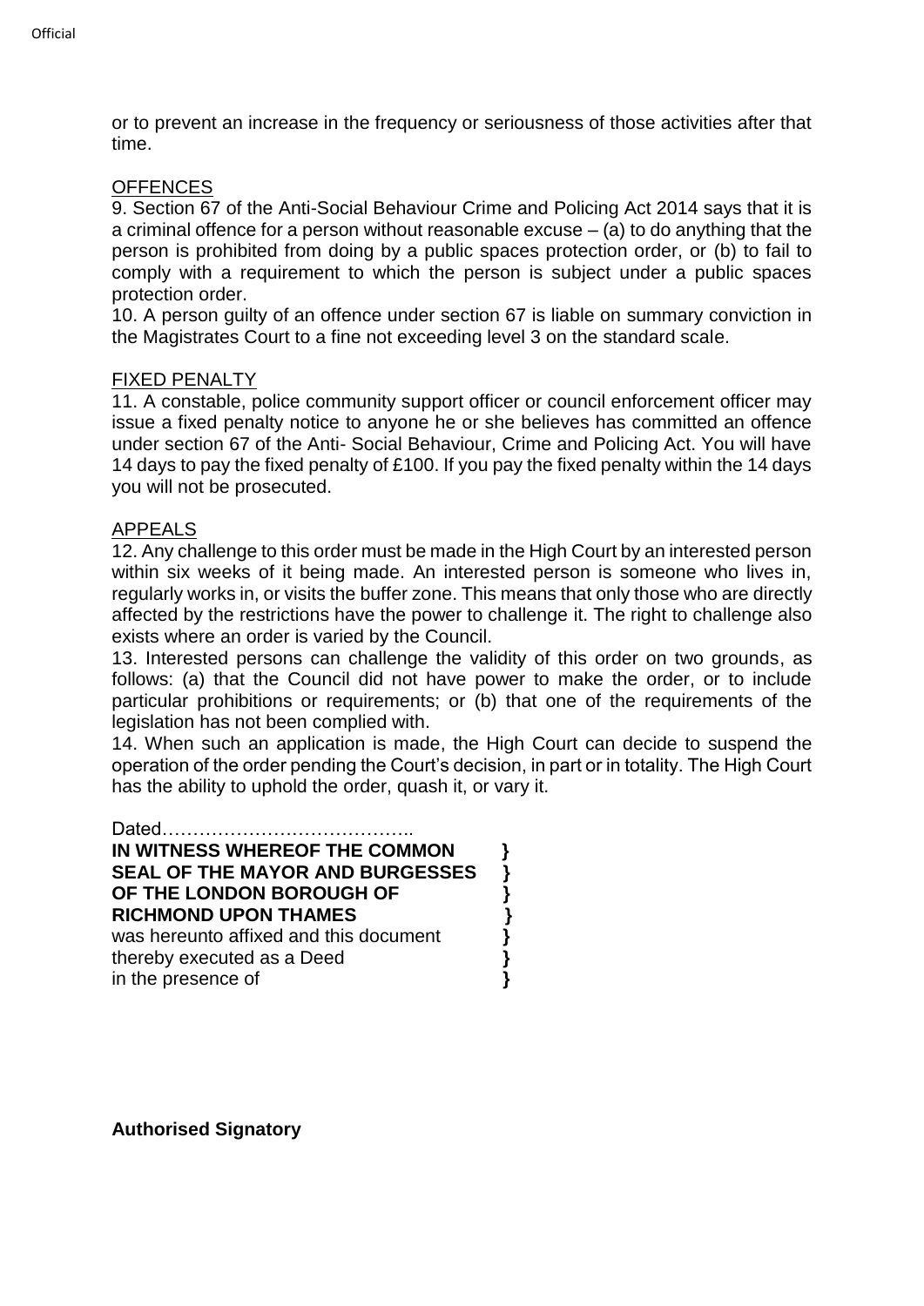or to prevent an increase in the frequency or seriousness of those activities after that time.

<u>OFFENCES</u>

9. Section 67 of the Anti-Social Behaviour Crime and Policing Act 2014 says that it is a criminal offence for a person without reasonable excuse – (a) to do anything that the person is prohibited from doing by a public spaces protection order, or (b) to fail to comply with a requirement to which the person is subject under a public spaces protection order.

10. A person guilty of an offence under section 67 is liable on summary conviction in the Magistrates Court to a fine not exceeding level 3 on the standard scale.

<u>FIXED PENALTY</u>

11. A constable, police community support officer or council enforcement officer may issue a fixed penalty notice to anyone he or she believes has committed an offence under section 67 of the Anti- Social Behaviour, Crime and Policing Act. You will have 14 days to pay the fixed penalty of £100. If you pay the fixed penalty within the 14 days you will not be prosecuted.

<u>APPEALS</u>

12. Any challenge to this order must be made in the High Court by an interested person within six weeks of it being made. An interested person is someone who lives in, regularly works in, or visits the buffer zone. This means that only those who are directly affected by the restrictions have the power to challenge it. The right to challenge also exists where an order is varied by the Council.

13. Interested persons can challenge the validity of this order on two grounds, as follows: (a) that the Council did not have power to make the order, or to include particular prohibitions or requirements; or (b) that one of the requirements of the legislation has not been complied with.

14. When such an application is made, the High Court can decide to suspend the operation of the order pending the Court's decision, in part or in totality. The High Court has the ability to uphold the order, quash it, or vary it.

Dated…………………………………..

**IN WITNESS WHEREOF THE COMMON }**
**SEAL OF THE MAYOR AND BURGESSES }**
**OF THE LONDON BOROUGH OF }**
**RICHMOND UPON THAMES }**
was hereunto affixed and this document **}**
thereby executed as a Deed **}**
in the presence of **}**

**Authorised Signatory**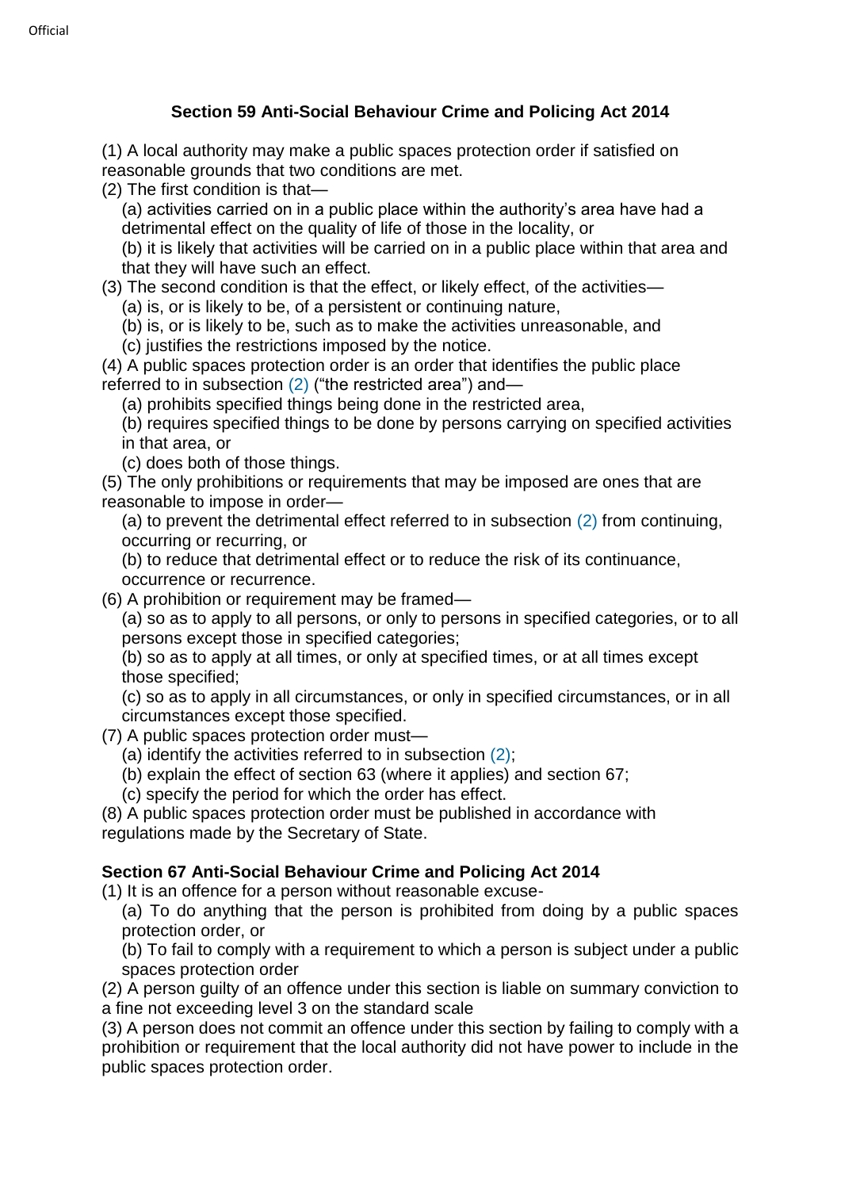## Section 59 Anti-Social Behaviour Crime and Policing Act 2014

(1) A local authority may make a public spaces protection order if satisfied on reasonable grounds that two conditions are met.

(2) The first condition is that—

(a) activities carried on in a public place within the authority's area have had a detrimental effect on the quality of life of those in the locality, or

(b) it is likely that activities will be carried on in a public place within that area and that they will have such an effect.

(3) The second condition is that the effect, or likely effect, of the activities—

(a) is, or is likely to be, of a persistent or continuing nature,

(b) is, or is likely to be, such as to make the activities unreasonable, and

(c) justifies the restrictions imposed by the notice.

(4) A public spaces protection order is an order that identifies the public place referred to in subsection (2) ("the restricted area") and—

(a) prohibits specified things being done in the restricted area,

(b) requires specified things to be done by persons carrying on specified activities in that area, or

(c) does both of those things.

(5) The only prohibitions or requirements that may be imposed are ones that are reasonable to impose in order—

(a) to prevent the detrimental effect referred to in subsection (2) from continuing, occurring or recurring, or

(b) to reduce that detrimental effect or to reduce the risk of its continuance, occurrence or recurrence.

(6) A prohibition or requirement may be framed—

(a) so as to apply to all persons, or only to persons in specified categories, or to all persons except those in specified categories;

(b) so as to apply at all times, or only at specified times, or at all times except those specified;

(c) so as to apply in all circumstances, or only in specified circumstances, or in all circumstances except those specified.

(7) A public spaces protection order must—

(a) identify the activities referred to in subsection (2);

(b) explain the effect of section 63 (where it applies) and section 67;

(c) specify the period for which the order has effect.

(8) A public spaces protection order must be published in accordance with regulations made by the Secretary of State.

## Section 67 Anti-Social Behaviour Crime and Policing Act 2014

(1) It is an offence for a person without reasonable excuse-

(a) To do anything that the person is prohibited from doing by a public spaces protection order, or

(b) To fail to comply with a requirement to which a person is subject under a public spaces protection order

(2) A person guilty of an offence under this section is liable on summary conviction to a fine not exceeding level 3 on the standard scale

(3) A person does not commit an offence under this section by failing to comply with a prohibition or requirement that the local authority did not have power to include in the public spaces protection order.